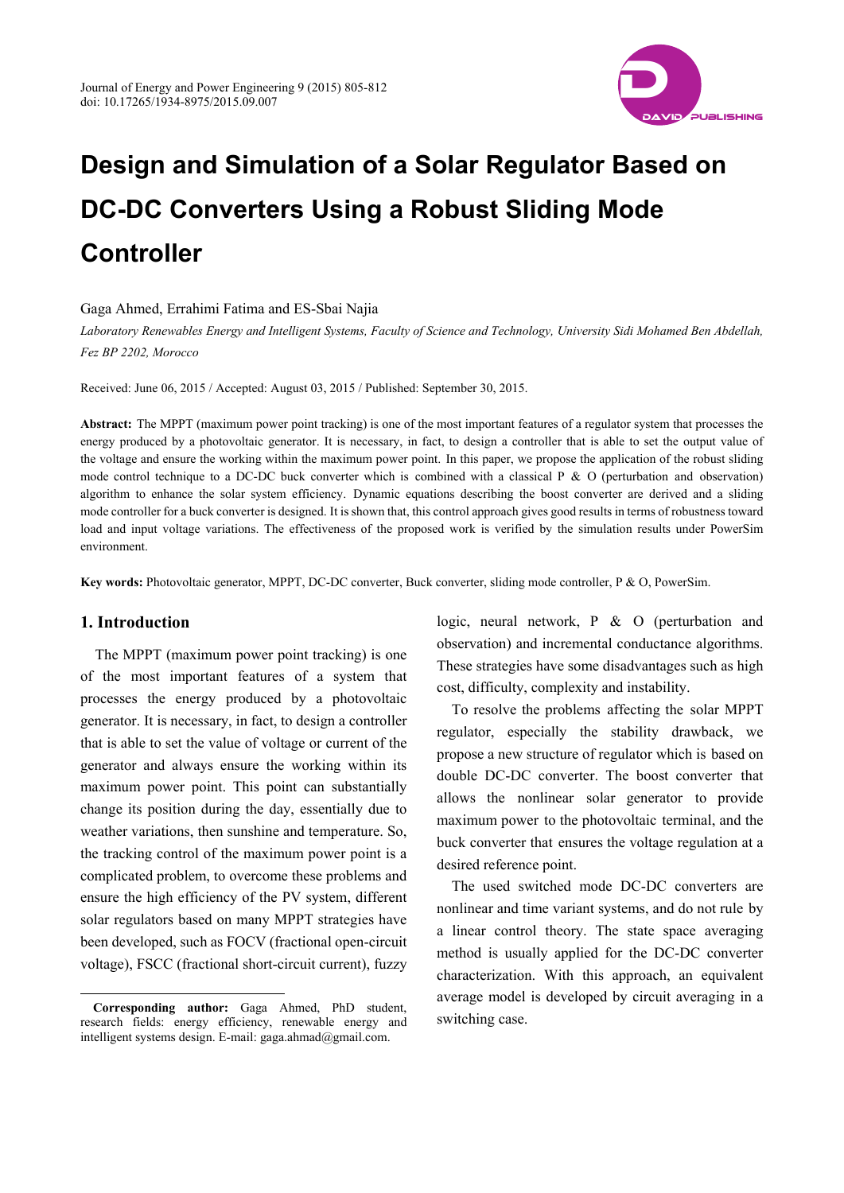# Design and Simulation of a Solar Regulator Based on DC-DC Converters Using a Robust Sliding Mode Controller

Gaga Ahmed, Errahimi Fatima and ES-Sbai Najia

*Laboratory Renewables Energy and Intelligent Systems, Faculty of Science and Technology, University Sidi Mohamed Ben Abdellah, Fez BP 2202, Morocco*

Received: June 06, 2015 / Accepted: August 03, 2015 / Published: September 30, 2015.

**Abstract:** The MPPT (maximum power point tracking) is one of the most important features of a regulator system that processes the energy produced by a photovoltaic generator. It is necessary, in fact, to design a controller that is able to set the output value of the voltage and ensure the working within the maximum power point. In this paper, we propose the application of the robust sliding mode control technique to a DC-DC buck converter which is combined with a classical P & O (perturbation and observation) algorithm to enhance the solar system efficiency. Dynamic equations describing the boost converter are derived and a sliding mode controller for a buck converter is designed. It is shown that, this control approach gives good results in terms of robustness toward load and input voltage variations. The effectiveness of the proposed work is verified by the simulation results under PowerSim environment.

**Key words:** Photovoltaic generator, MPPT, DC-DC converter, Buck converter, sliding mode controller, P & O, PowerSim.

## 1. Introduction

The MPPT (maximum power point tracking) is one of the most important features of a system that processes the energy produced by a photovoltaic generator. It is necessary, in fact, to design a controller that is able to set the value of voltage or current of the generator and always ensure the working within its maximum power point. This point can substantially change its position during the day, essentially due to weather variations, then sunshine and temperature. So, the tracking control of the maximum power point is a complicated problem, to overcome these problems and ensure the high efficiency of the PV system, different solar regulators based on many MPPT strategies have been developed, such as FOCV (fractional open-circuit voltage), FSCC (fractional short-circuit current), fuzzy logic, neural network, P & O (perturbation and observation) and incremental conductance algorithms. These strategies have some disadvantages such as high cost, difficulty, complexity and instability.

To resolve the problems affecting the solar MPPT regulator, especially the stability drawback, we propose a new structure of regulator which is based on double DC-DC converter. The boost converter that allows the nonlinear solar generator to provide maximum power to the photovoltaic terminal, and the buck converter that ensures the voltage regulation at a desired reference point.

The used switched mode DC-DC converters are nonlinear and time variant systems, and do not rule by a linear control theory. The state space averaging method is usually applied for the DC-DC converter characterization. With this approach, an equivalent average model is developed by circuit averaging in a switching case.

**Corresponding author:** Gaga Ahmed, PhD student, research fields: energy efficiency, renewable energy and intelligent systems design. E-mail: gaga.ahmad@gmail.com.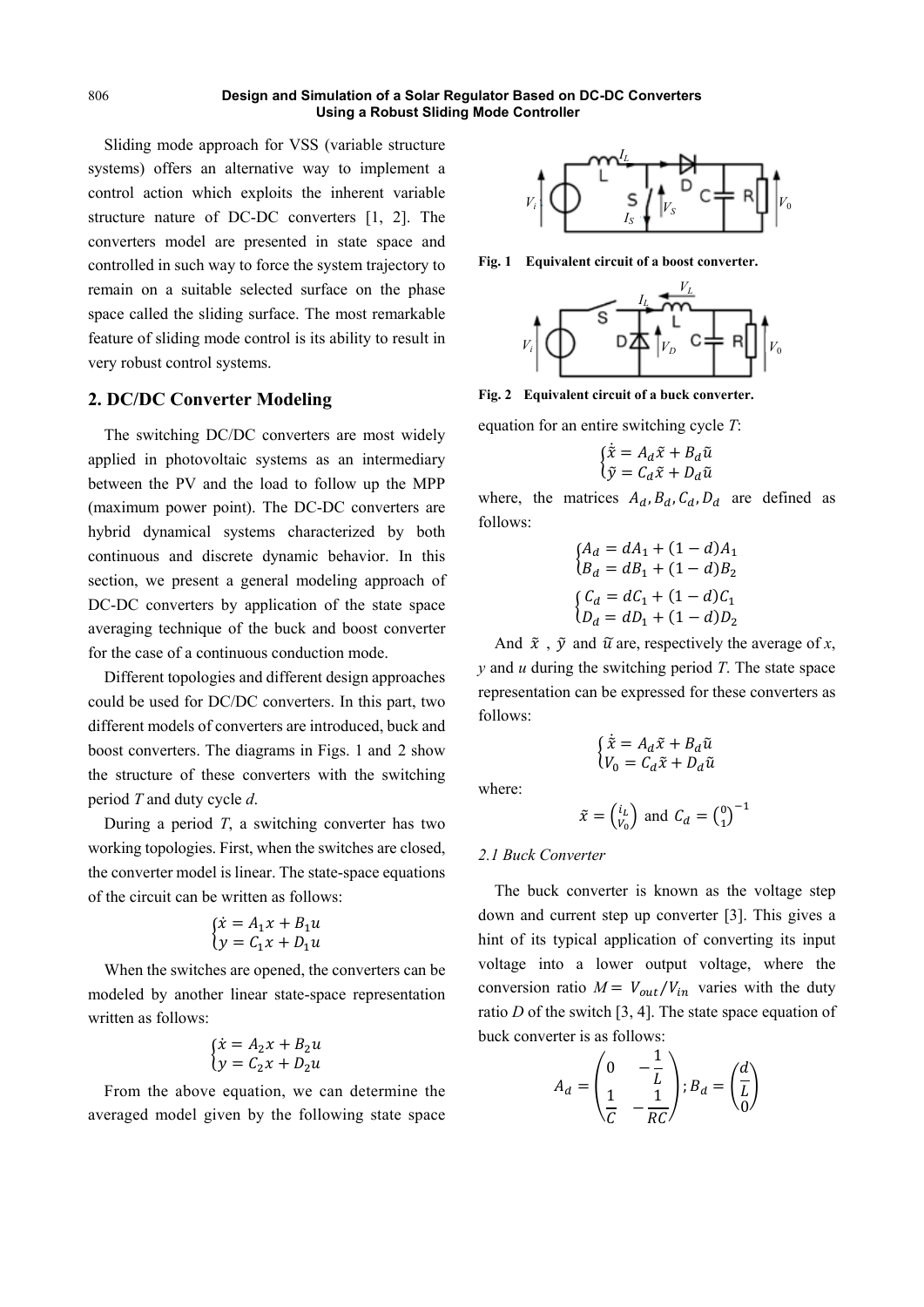Sliding mode approach for VSS (variable structure systems) offers an alternative way to implement a control action which exploits the inherent variable structure nature of DC-DC converters [1, 2]. The converters model are presented in state space and controlled in such way to force the system trajectory to remain on a suitable selected surface on the phase space called the sliding surface. The most remarkable feature of sliding mode control is its ability to result in very robust control systems.

## 2. DC/DC Converter Modeling

The switching DC/DC converters are most widely applied in photovoltaic systems as an intermediary between the PV and the load to follow up the MPP (maximum power point). The DC-DC converters are hybrid dynamical systems characterized by both continuous and discrete dynamic behavior. In this section, we present a general modeling approach of DC-DC converters by application of the state space averaging technique of the buck and boost converter for the case of a continuous conduction mode.

Different topologies and different design approaches could be used for DC/DC converters. In this part, two different models of converters are introduced, buck and boost converters. The diagrams in Figs. 1 and 2 show the structure of these converters with the switching period *T* and duty cycle *d*.

During a period *T*, a switching converter has two working topologies. First, when the switches are closed, the converter model is linear. The state-space equations of the circuit can be written as follows:

$$\begin{cases} \dot{x} = A_1 x + B_1 u \\ y = C_1 x + D_1 u \end{cases}$$

When the switches are opened, the converters can be modeled by another linear state-space representation written as follows:

$$\begin{cases} \dot{x} = A_2 x + B_2 u \\ y = C_2 x + D_2 u \end{cases}$$

From the above equation, we can determine the averaged model given by the following state space

**Fig. 1 Equivalent circuit of a boost converter.**

**Fig. 2 Equivalent circuit of a buck converter.**

equation for an entire switching cycle *T*:

$$\begin{cases} \dot{\tilde{x}} = A_d \tilde{x} + B_d \tilde{u} \\ \tilde{y} = C_d \tilde{x} + D_d \tilde{u} \end{cases}$$

where, the matrices $A_d, B_d, C_d, D_d$ are defined as follows:

$$\begin{cases} A_d = dA_1 + (1-d)A_1 \\ B_d = dB_1 + (1-d)B_2 \end{cases}$$

$$\begin{cases} C_d = dC_1 + (1-d)C_1 \\ D_d = dD_1 + (1-d)D_2 \end{cases}$$

And $\tilde{x}$ , $\tilde{y}$ and $\tilde{u}$ are, respectively the average of *x*, *y* and *u* during the switching period *T*. The state space representation can be expressed for these converters as follows:

$$\begin{cases} \dot{\tilde{x}} = A_d \tilde{x} + B_d \tilde{u} \\ V_0 = C_d \tilde{x} + D_d \tilde{u} \end{cases}$$

where:

$$\tilde{x} = \begin{pmatrix} i_L \\ V_0 \end{pmatrix} \text{ and } C_d = \begin{pmatrix} 0 \\ 1 \end{pmatrix}^{-1}$$

### *2.1 Buck Converter*

The buck converter is known as the voltage step down and current step up converter [3]. This gives a hint of its typical application of converting its input voltage into a lower output voltage, where the conversion ratio $M = V_{out}/V_{in}$ varies with the duty ratio *D* of the switch [3, 4]. The state space equation of buck converter is as follows:

$$A_d = \begin{pmatrix} 0 & -\frac{1}{L} \\ \frac{1}{C} & -\frac{1}{RC} \end{pmatrix}; B_d = \begin{pmatrix} \frac{d}{L} \\ 0 \end{pmatrix}$$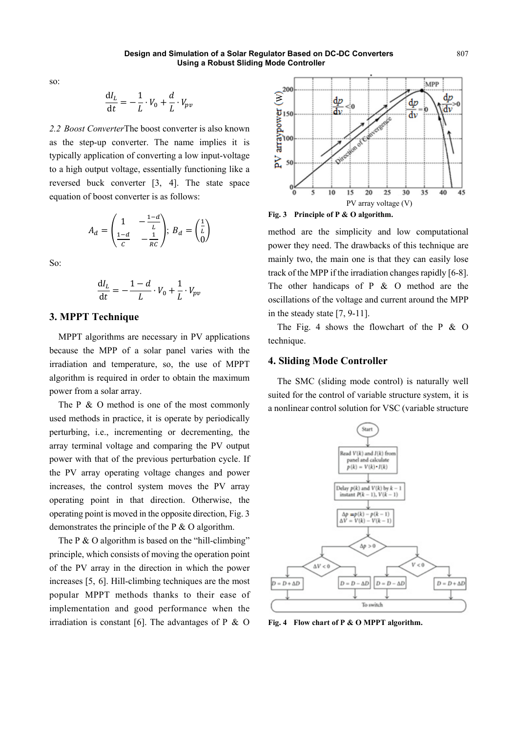so:

$$\frac{dI_L}{dt} = -\frac{1}{L} \cdot V_0 + \frac{d}{L} \cdot V_{pv}$$

*2.2 Boost Converter*The boost converter is also known as the step-up converter. The name implies it is typically application of converting a low input-voltage to a high output voltage, essentially functioning like a reversed buck converter [3, 4]. The state space equation of boost converter is as follows:

$$A_d = \begin{pmatrix} 1 & -\frac{1-d}{L} \\ \frac{1-d}{C} & -\frac{1}{RC} \end{pmatrix}; \ B_d = \begin{pmatrix} \frac{1}{L} \\ 0 \end{pmatrix}$$

So:

$$\frac{dI_L}{dt} = -\frac{1-d}{L} \cdot V_0 + \frac{1}{L} \cdot V_{pv}$$

## 3. MPPT Technique

MPPT algorithms are necessary in PV applications because the MPP of a solar panel varies with the irradiation and temperature, so, the use of MPPT algorithm is required in order to obtain the maximum power from a solar array.

The P & O method is one of the most commonly used methods in practice, it is operate by periodically perturbing, i.e., incrementing or decrementing, the array terminal voltage and comparing the PV output power with that of the previous perturbation cycle. If the PV array operating voltage changes and power increases, the control system moves the PV array operating point in that direction. Otherwise, the operating point is moved in the opposite direction, Fig. 3 demonstrates the principle of the P & O algorithm.

The P & O algorithm is based on the "hill-climbing" principle, which consists of moving the operation point of the PV array in the direction in which the power increases [5, 6]. Hill-climbing techniques are the most popular MPPT methods thanks to their ease of implementation and good performance when the irradiation is constant [6]. The advantages of P & O method are the simplicity and low computational power they need. The drawbacks of this technique are mainly two, the main one is that they can easily lose track of the MPP if the irradiation changes rapidly [6-8]. The other handicaps of P & O method are the oscillations of the voltage and current around the MPP in the steady state [7, 9-11].

**Fig. 3 Principle of P & O algorithm.**

The Fig. 4 shows the flowchart of the P & O technique.

**Fig. 4 Flow chart of P & O MPPT algorithm.**

## 4. Sliding Mode Controller

The SMC (sliding mode control) is naturally well suited for the control of variable structure system, it is a nonlinear control solution for VSC (variable structure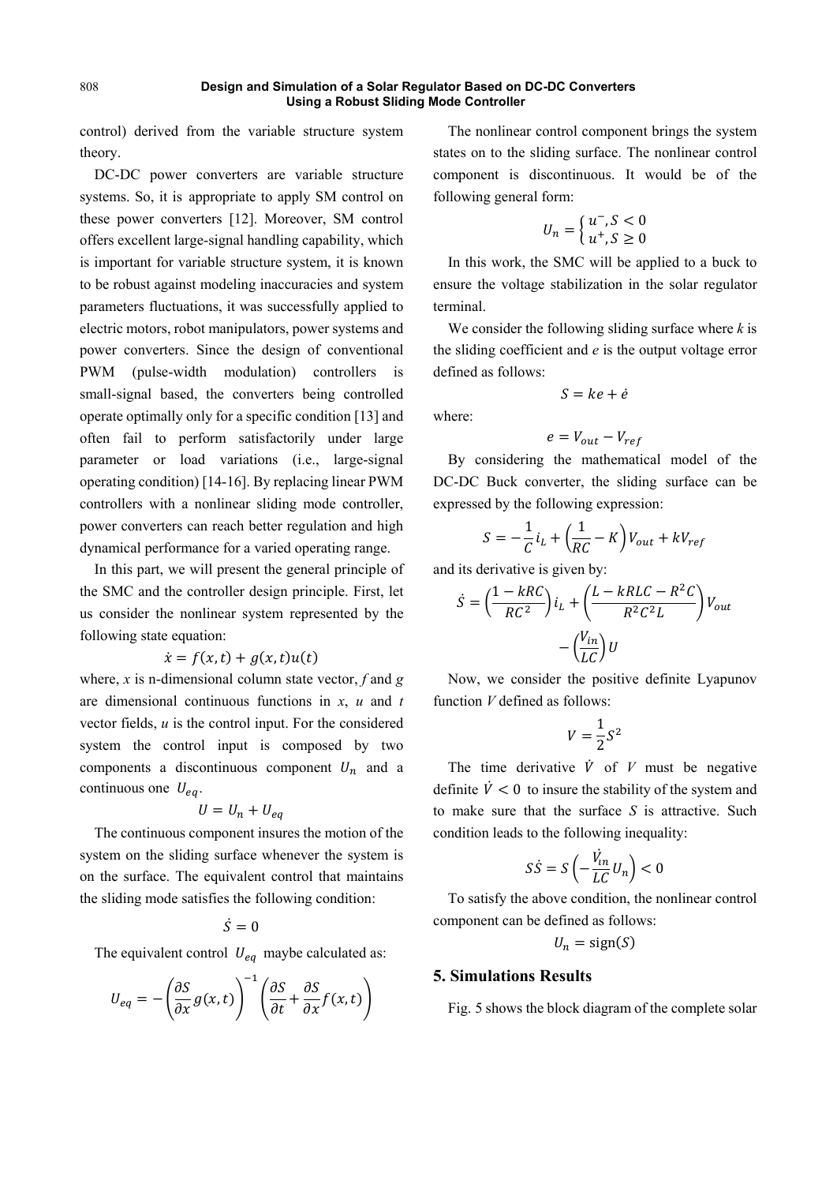control) derived from the variable structure system theory.

DC-DC power converters are variable structure systems. So, it is appropriate to apply SM control on these power converters [12]. Moreover, SM control offers excellent large-signal handling capability, which is important for variable structure system, it is known to be robust against modeling inaccuracies and system parameters fluctuations, it was successfully applied to electric motors, robot manipulators, power systems and power converters. Since the design of conventional PWM (pulse-width modulation) controllers is small-signal based, the converters being controlled operate optimally only for a specific condition [13] and often fail to perform satisfactorily under large parameter or load variations (i.e., large-signal operating condition) [14-16]. By replacing linear PWM controllers with a nonlinear sliding mode controller, power converters can reach better regulation and high dynamical performance for a varied operating range.

In this part, we will present the general principle of the SMC and the controller design principle. First, let us consider the nonlinear system represented by the following state equation:

$$\dot{x} = f(x,t) + g(x,t)u(t)$$

where, $x$ is n-dimensional column state vector, $f$ and $g$ are dimensional continuous functions in $x$, $u$ and $t$ vector fields, $u$ is the control input. For the considered system the control input is composed by two components a discontinuous component $U_n$ and a continuous one $U_{eq}$.

$$U = U_n + U_{eq}$$

The continuous component insures the motion of the system on the sliding surface whenever the system is on the surface. The equivalent control that maintains the sliding mode satisfies the following condition:

$$\dot{S} = 0$$

The equivalent control $U_{eq}$ maybe calculated as:

$$U_{eq} = -\left(\frac{\partial S}{\partial x} g(x,t)\right)^{-1} \left(\frac{\partial S}{\partial t} + \frac{\partial S}{\partial x} f(x,t)\right)$$

The nonlinear control component brings the system states on to the sliding surface. The nonlinear control component is discontinuous. It would be of the following general form:

$$U_n = \begin{cases} u^-, S < 0 \\ u^+, S \geq 0 \end{cases}$$

In this work, the SMC will be applied to a buck to ensure the voltage stabilization in the solar regulator terminal.

We consider the following sliding surface where $k$ is the sliding coefficient and $e$ is the output voltage error defined as follows:

$$S = ke + \dot{e}$$

where:

$$e = V_{out} - V_{ref}$$

By considering the mathematical model of the DC-DC Buck converter, the sliding surface can be expressed by the following expression:

$$S = -\frac{1}{C} i_L + \left(\frac{1}{RC} - K\right) V_{out} + kV_{ref}$$

and its derivative is given by:

$$\dot{S} = \left(\frac{1 - kRC}{RC^2}\right) i_L + \left(\frac{L - kRLC - R^2C}{R^2C^2L}\right) V_{out} - \left(\frac{V_{in}}{LC}\right) U$$

Now, we consider the positive definite Lyapunov function $V$ defined as follows:

$$V = \frac{1}{2} S^2$$

The time derivative $\dot{V}$ of $V$ must be negative definite $\dot{V} < 0$ to insure the stability of the system and to make sure that the surface $S$ is attractive. Such condition leads to the following inequality:

$$S\dot{S} = S\left(-\frac{\dot{V}_{in}}{LC} U_n\right) < 0$$

To satisfy the above condition, the nonlinear control component can be defined as follows:

$$U_n = \text{sign}(S)$$

## 5. Simulations Results

Fig. 5 shows the block diagram of the complete solar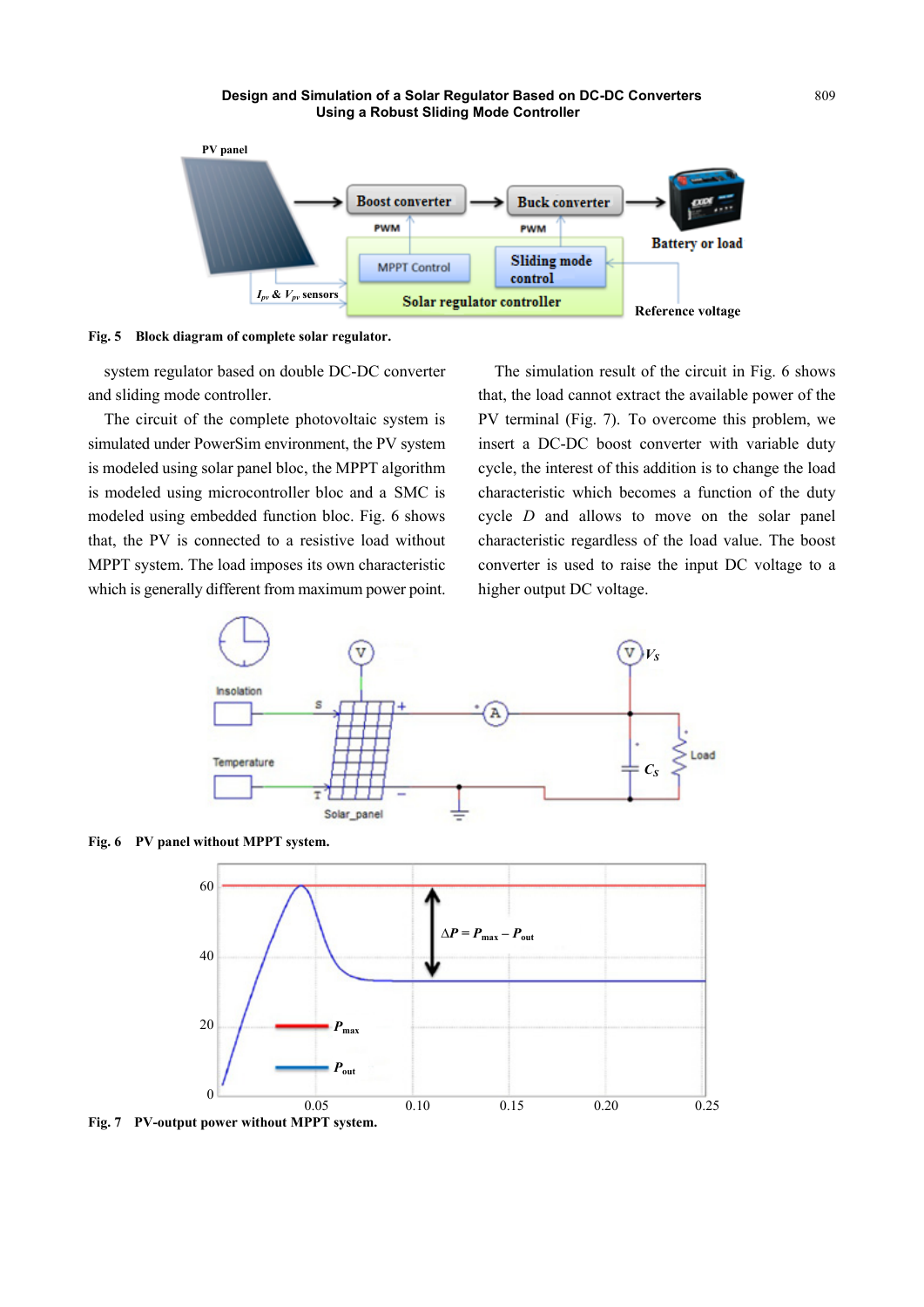Fig. 5 Block diagram of complete solar regulator.

system regulator based on double DC-DC converter and sliding mode controller.

The circuit of the complete photovoltaic system is simulated under PowerSim environment, the PV system is modeled using solar panel bloc, the MPPT algorithm is modeled using microcontroller bloc and a SMC is modeled using embedded function bloc. Fig. 6 shows that, the PV is connected to a resistive load without MPPT system. The load imposes its own characteristic which is generally different from maximum power point.

The simulation result of the circuit in Fig. 6 shows that, the load cannot extract the available power of the PV terminal (Fig. 7). To overcome this problem, we insert a DC-DC boost converter with variable duty cycle, the interest of this addition is to change the load characteristic which becomes a function of the duty cycle $D$ and allows to move on the solar panel characteristic regardless of the load value. The boost converter is used to raise the input DC voltage to a higher output DC voltage.

Fig. 6 PV panel without MPPT system.

Fig. 7 PV-output power without MPPT system.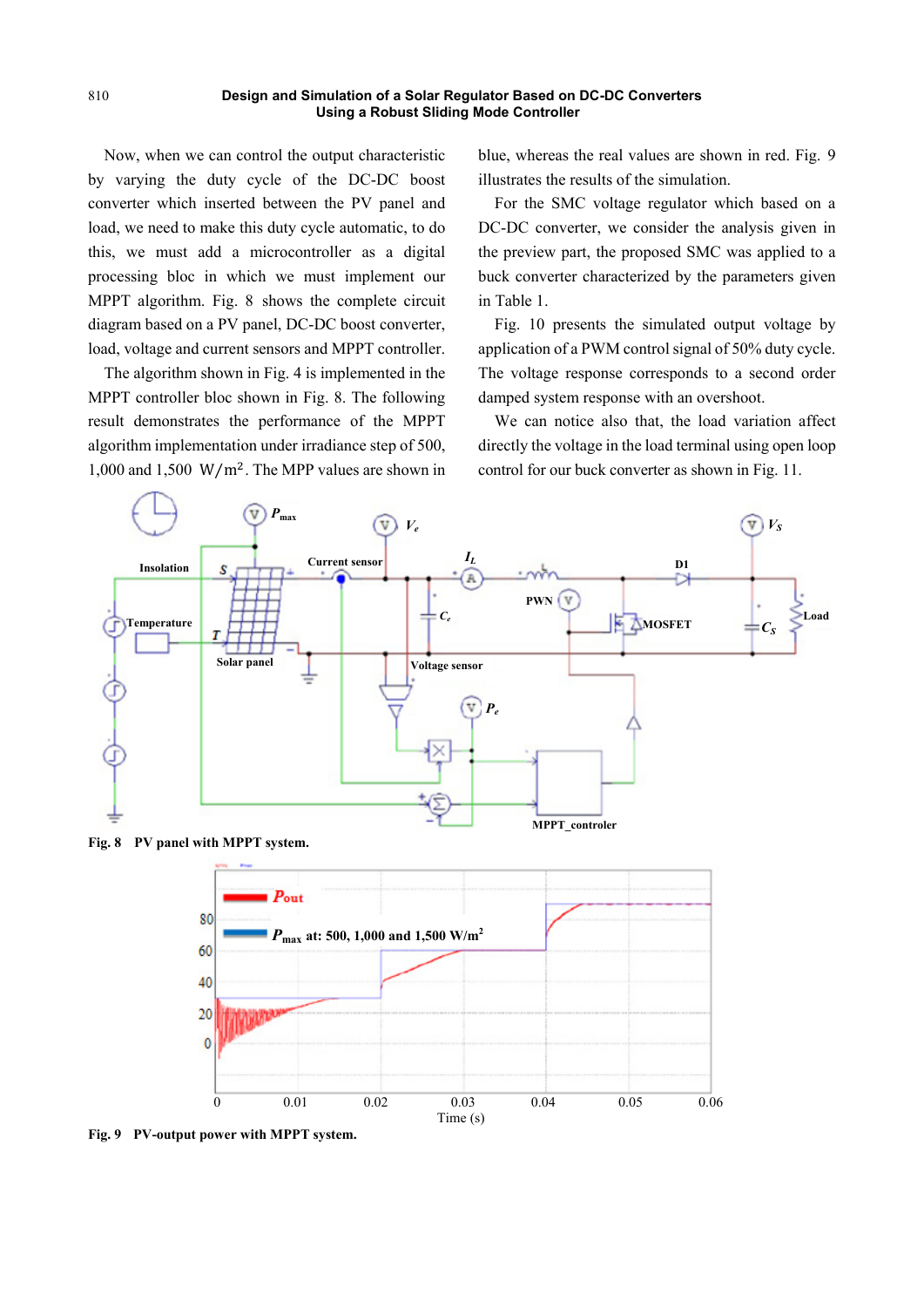Now, when we can control the output characteristic by varying the duty cycle of the DC-DC boost converter which inserted between the PV panel and load, we need to make this duty cycle automatic, to do this, we must add a microcontroller as a digital processing bloc in which we must implement our MPPT algorithm. Fig. 8 shows the complete circuit diagram based on a PV panel, DC-DC boost converter, load, voltage and current sensors and MPPT controller.

The algorithm shown in Fig. 4 is implemented in the MPPT controller bloc shown in Fig. 8. The following result demonstrates the performance of the MPPT algorithm implementation under irradiance step of 500, 1,000 and 1,500 $\mathrm{W/m^2}$. The MPP values are shown in blue, whereas the real values are shown in red. Fig. 9 illustrates the results of the simulation.

For the SMC voltage regulator which based on a DC-DC converter, we consider the analysis given in the preview part, the proposed SMC was applied to a buck converter characterized by the parameters given in Table 1.

Fig. 10 presents the simulated output voltage by application of a PWM control signal of 50% duty cycle. The voltage response corresponds to a second order damped system response with an overshoot.

We can notice also that, the load variation affect directly the voltage in the load terminal using open loop control for our buck converter as shown in Fig. 11.

**Fig. 8 PV panel with MPPT system.**

**Fig. 9 PV-output power with MPPT system.**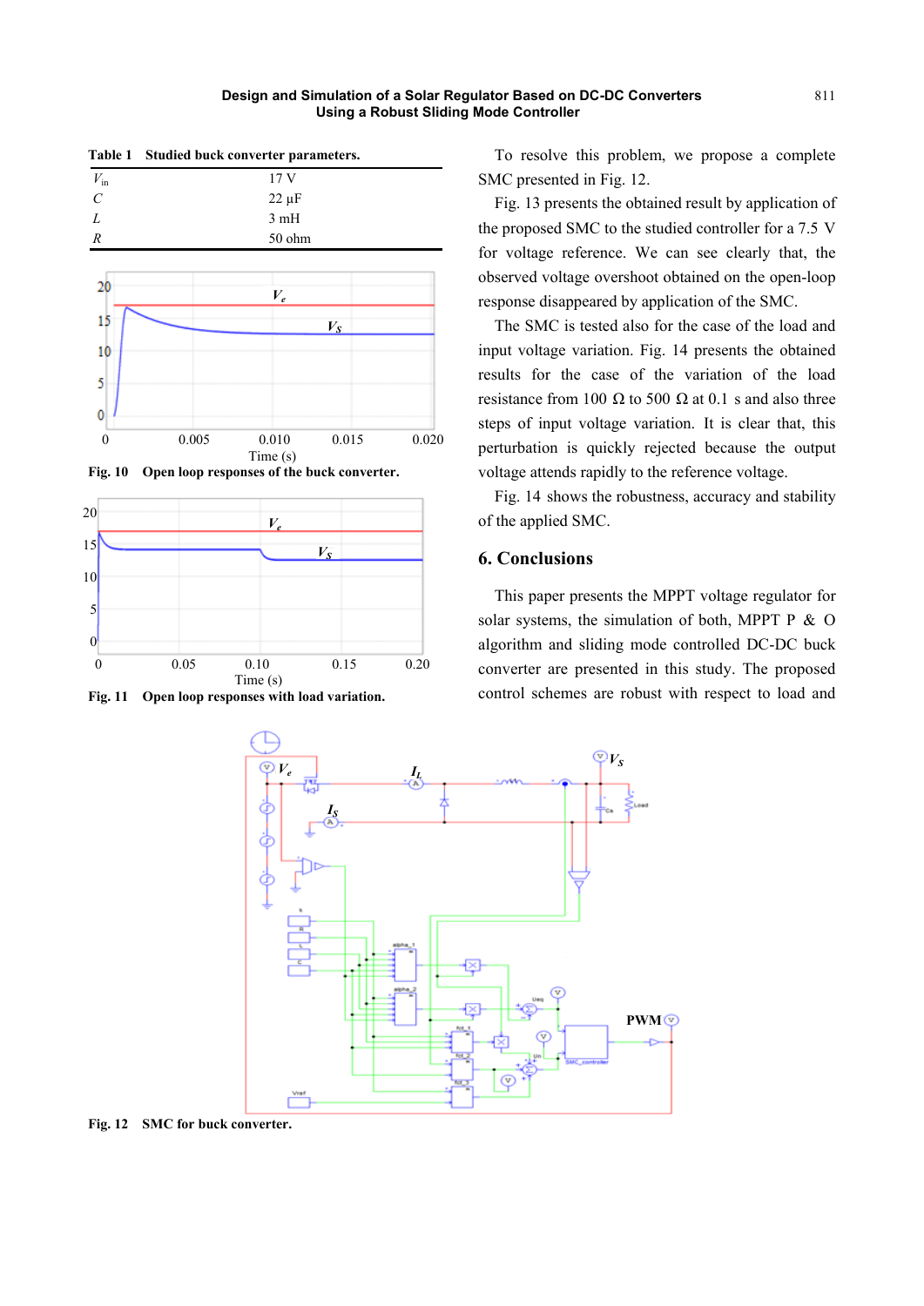**Table 1 Studied buck converter parameters.**

| | |
|---|---|
| $V_{in}$ | 17 V |
| $C$ | 22 μF |
| $L$ | 3 mH |
| $R$ | 50 ohm |

**Fig. 10 Open loop responses of the buck converter.**

**Fig. 11 Open loop responses with load variation.**

To resolve this problem, we propose a complete SMC presented in Fig. 12.

Fig. 13 presents the obtained result by application of the proposed SMC to the studied controller for a 7.5 V for voltage reference. We can see clearly that, the observed voltage overshoot obtained on the open-loop response disappeared by application of the SMC.

The SMC is tested also for the case of the load and input voltage variation. Fig. 14 presents the obtained results for the case of the variation of the load resistance from 100 Ω to 500 Ω at 0.1 s and also three steps of input voltage variation. It is clear that, this perturbation is quickly rejected because the output voltage attends rapidly to the reference voltage.

Fig. 14 shows the robustness, accuracy and stability of the applied SMC.

## 6. Conclusions

This paper presents the MPPT voltage regulator for solar systems, the simulation of both, MPPT P & O algorithm and sliding mode controlled DC-DC buck converter are presented in this study. The proposed control schemes are robust with respect to load and

**Fig. 12 SMC for buck converter.**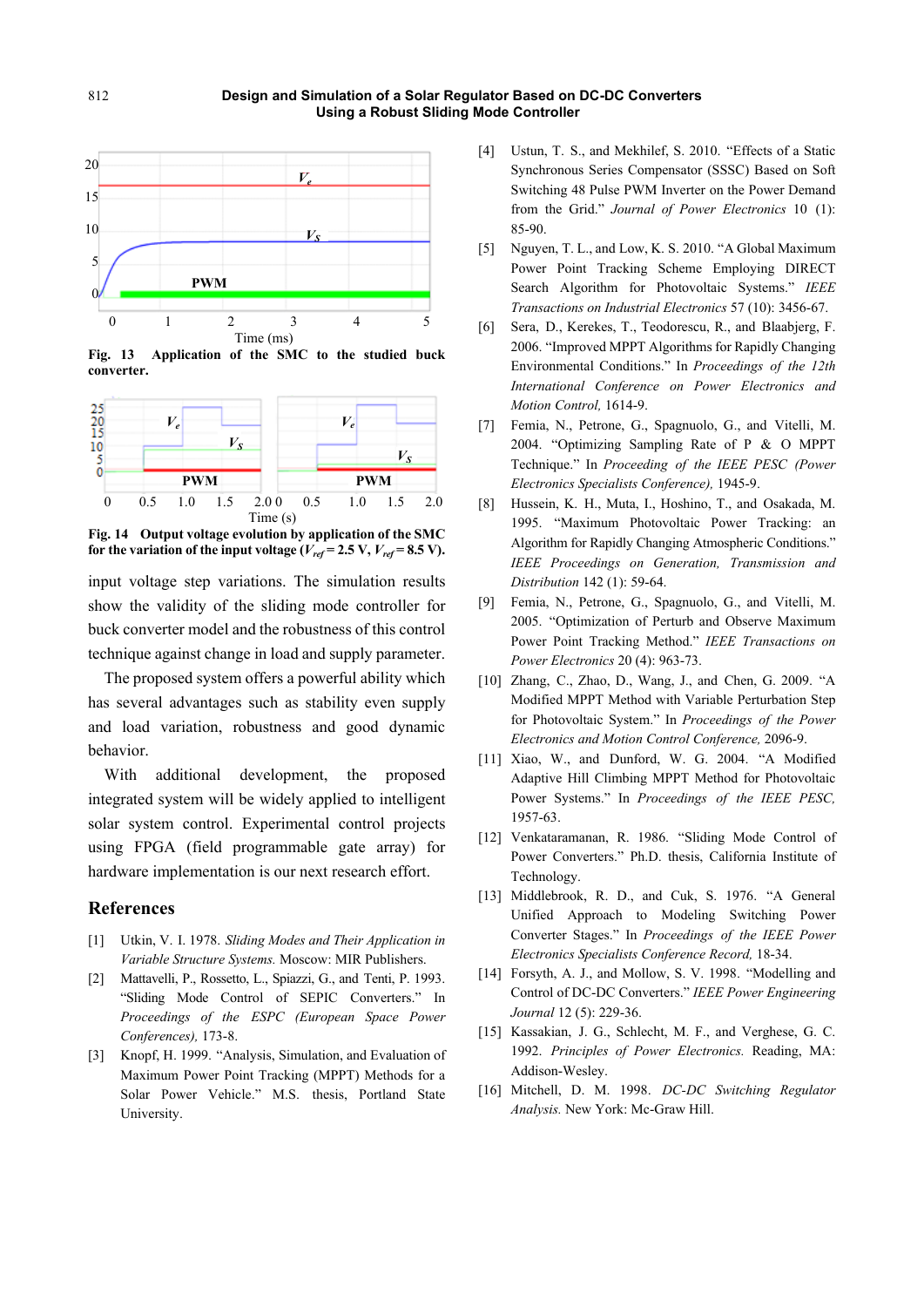20

15

10

5

0

$V_e$

$V_S$

PWM

0 1 2 3 4 5

Time (ms)

**Fig. 13 Application of the SMC to the studied buck converter.**

25
20
15
10
5
0

$V_e$ $V_S$ PWM

$V_e$ $V_S$ PWM

0 0.5 1.0 1.5 2.0 0 0.5 1.0 1.5 2.0

Time (s)

**Fig. 14 Output voltage evolution by application of the SMC for the variation of the input voltage ($V_{ref}$ = 2.5 V, $V_{ref}$ = 8.5 V).**

input voltage step variations. The simulation results show the validity of the sliding mode controller for buck converter model and the robustness of this control technique against change in load and supply parameter.

The proposed system offers a powerful ability which has several advantages such as stability even supply and load variation, robustness and good dynamic behavior.

With additional development, the proposed integrated system will be widely applied to intelligent solar system control. Experimental control projects using FPGA (field programmable gate array) for hardware implementation is our next research effort.

## References

[1] Utkin, V. I. 1978. *Sliding Modes and Their Application in Variable Structure Systems.* Moscow: MIR Publishers.

[2] Mattavelli, P., Rossetto, L., Spiazzi, G., and Tenti, P. 1993. "Sliding Mode Control of SEPIC Converters." In *Proceedings of the ESPC (European Space Power Conferences),* 173-8.

[3] Knopf, H. 1999. "Analysis, Simulation, and Evaluation of Maximum Power Point Tracking (MPPT) Methods for a Solar Power Vehicle." M.S. thesis, Portland State University.

[4] Ustun, T. S., and Mekhilef, S. 2010. "Effects of a Static Synchronous Series Compensator (SSSC) Based on Soft Switching 48 Pulse PWM Inverter on the Power Demand from the Grid." *Journal of Power Electronics* 10 (1): 85-90.

[5] Nguyen, T. L., and Low, K. S. 2010. "A Global Maximum Power Point Tracking Scheme Employing DIRECT Search Algorithm for Photovoltaic Systems." *IEEE Transactions on Industrial Electronics* 57 (10): 3456-67.

[6] Sera, D., Kerekes, T., Teodorescu, R., and Blaabjerg, F. 2006. "Improved MPPT Algorithms for Rapidly Changing Environmental Conditions." In *Proceedings of the 12th International Conference on Power Electronics and Motion Control,* 1614-9.

[7] Femia, N., Petrone, G., Spagnuolo, G., and Vitelli, M. 2004. "Optimizing Sampling Rate of P & O MPPT Technique." In *Proceeding of the IEEE PESC (Power Electronics Specialists Conference),* 1945-9.

[8] Hussein, K. H., Muta, I., Hoshino, T., and Osakada, M. 1995. "Maximum Photovoltaic Power Tracking: an Algorithm for Rapidly Changing Atmospheric Conditions." *IEEE Proceedings on Generation, Transmission and Distribution* 142 (1): 59-64.

[9] Femia, N., Petrone, G., Spagnuolo, G., and Vitelli, M. 2005. "Optimization of Perturb and Observe Maximum Power Point Tracking Method." *IEEE Transactions on Power Electronics* 20 (4): 963-73.

[10] Zhang, C., Zhao, D., Wang, J., and Chen, G. 2009. "A Modified MPPT Method with Variable Perturbation Step for Photovoltaic System." In *Proceedings of the Power Electronics and Motion Control Conference,* 2096-9.

[11] Xiao, W., and Dunford, W. G. 2004. "A Modified Adaptive Hill Climbing MPPT Method for Photovoltaic Power Systems." In *Proceedings of the IEEE PESC,* 1957-63.

[12] Venkataramanan, R. 1986. "Sliding Mode Control of Power Converters." Ph.D. thesis, California Institute of Technology.

[13] Middlebrook, R. D., and Cuk, S. 1976. "A General Unified Approach to Modeling Switching Power Converter Stages." In *Proceedings of the IEEE Power Electronics Specialists Conference Record,* 18-34.

[14] Forsyth, A. J., and Mollow, S. V. 1998. "Modelling and Control of DC-DC Converters." *IEEE Power Engineering Journal* 12 (5): 229-36.

[15] Kassakian, J. G., Schlecht, M. F., and Verghese, G. C. 1992. *Principles of Power Electronics.* Reading, MA: Addison-Wesley.

[16] Mitchell, D. M. 1998. *DC-DC Switching Regulator Analysis.* New York: Mc-Graw Hill.